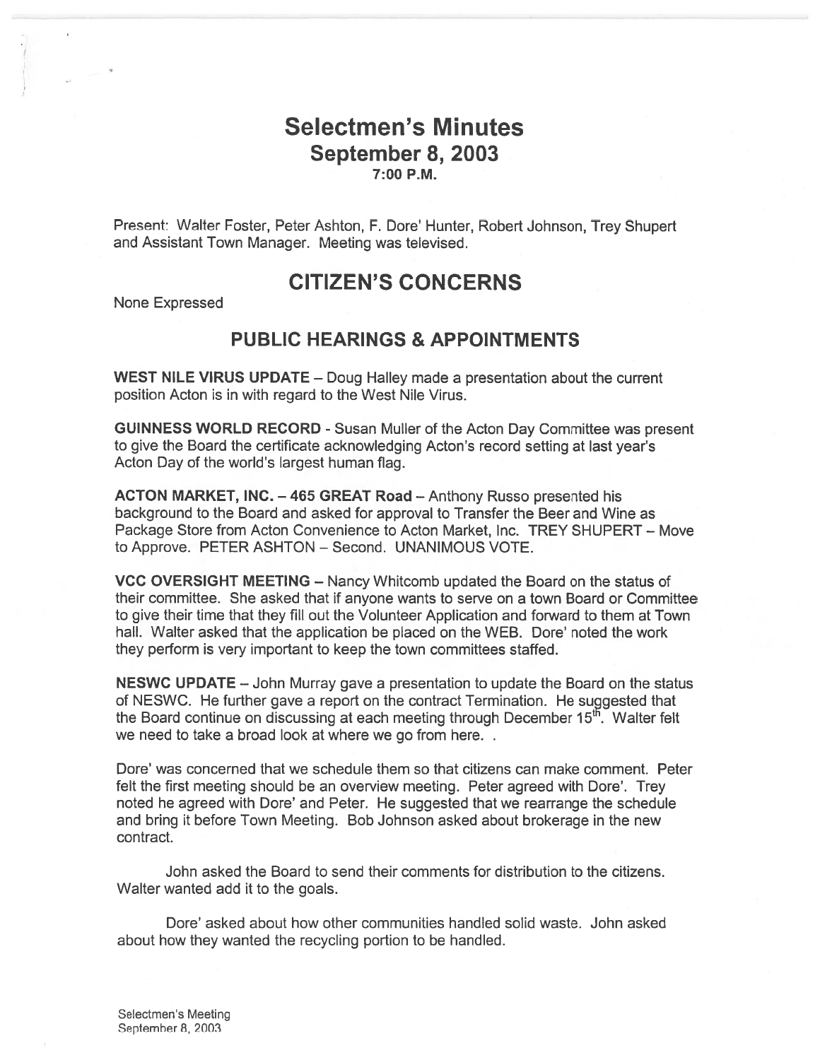# Selectmen's Minutes
## September 8, 2003
### 7:00 P.M.

Present: Walter Foster, Peter Ashton, F. Dore' Hunter, Robert Johnson, Trey Shupert and Assistant Town Manager. Meeting was televised.

## CITIZEN'S CONCERNS

None Expressed

## PUBLIC HEARINGS & APPOINTMENTS

**WEST NILE VIRUS UPDATE** – Doug Halley made a presentation about the current position Acton is in with regard to the West Nile Virus.

**GUINNESS WORLD RECORD** - Susan Muller of the Acton Day Committee was present to give the Board the certificate acknowledging Acton's record setting at last year's Acton Day of the world's largest human flag.

**ACTON MARKET, INC. – 465 GREAT Road** – Anthony Russo presented his background to the Board and asked for approval to Transfer the Beer and Wine as Package Store from Acton Convenience to Acton Market, Inc. TREY SHUPERT – Move to Approve. PETER ASHTON – Second. UNANIMOUS VOTE.

**VCC OVERSIGHT MEETING** – Nancy Whitcomb updated the Board on the status of their committee. She asked that if anyone wants to serve on a town Board or Committee to give their time that they fill out the Volunteer Application and forward to them at Town hall. Walter asked that the application be placed on the WEB. Dore' noted the work they perform is very important to keep the town committees staffed.

**NESWC UPDATE** – John Murray gave a presentation to update the Board on the status of NESWC. He further gave a report on the contract Termination. He suggested that the Board continue on discussing at each meeting through December 15th. Walter felt we need to take a broad look at where we go from here. .

Dore' was concerned that we schedule them so that citizens can make comment. Peter felt the first meeting should be an overview meeting. Peter agreed with Dore'. Trey noted he agreed with Dore' and Peter. He suggested that we rearrange the schedule and bring it before Town Meeting. Bob Johnson asked about brokerage in the new contract.

John asked the Board to send their comments for distribution to the citizens. Walter wanted add it to the goals.

Dore' asked about how other communities handled solid waste. John asked about how they wanted the recycling portion to be handled.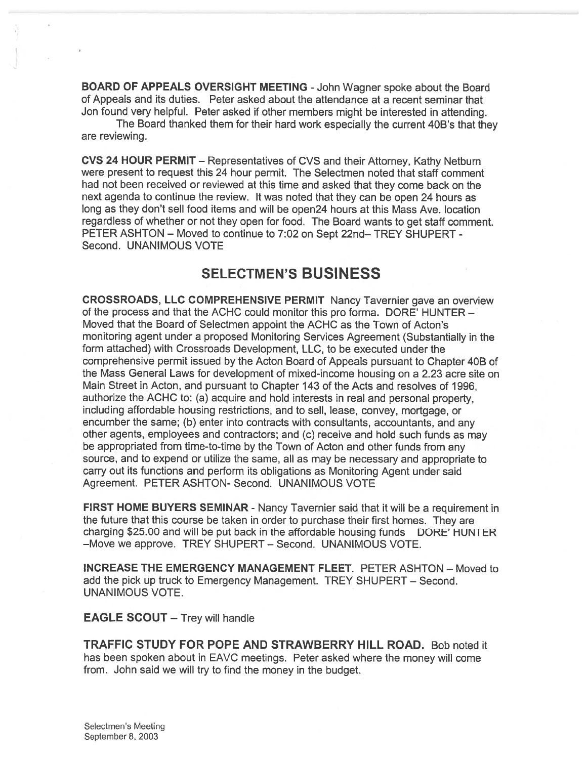**BOARD OF APPEALS OVERSIGHT MEETING** - John Wagner spoke about the Board of Appeals and its duties. Peter asked about the attendance at a recent seminar that Jon found very helpful. Peter asked if other members might be interested in attending.

The Board thanked them for their hard work especially the current 40B's that they are reviewing.

**CVS 24 HOUR PERMIT** – Representatives of CVS and their Attorney, Kathy Netburn were present to request this 24 hour permit. The Selectmen noted that staff comment had not been received or reviewed at this time and asked that they come back on the next agenda to continue the review. It was noted that they can be open 24 hours as long as they don't sell food items and will be open24 hours at this Mass Ave. location regardless of whether or not they open for food. The Board wants to get staff comment. PETER ASHTON – Moved to continue to 7:02 on Sept 22nd– TREY SHUPERT - Second. UNANIMOUS VOTE

## SELECTMEN'S BUSINESS

**CROSSROADS, LLC COMPREHENSIVE PERMIT** Nancy Tavernier gave an overview of the process and that the ACHC could monitor this pro forma. DORE' HUNTER – Moved that the Board of Selectmen appoint the ACHC as the Town of Acton's monitoring agent under a proposed Monitoring Services Agreement (Substantially in the form attached) with Crossroads Development, LLC, to be executed under the comprehensive permit issued by the Acton Board of Appeals pursuant to Chapter 40B of the Mass General Laws for development of mixed-income housing on a 2.23 acre site on Main Street in Acton, and pursuant to Chapter 143 of the Acts and resolves of 1996, authorize the ACHC to: (a) acquire and hold interests in real and personal property, including affordable housing restrictions, and to sell, lease, convey, mortgage, or encumber the same; (b) enter into contracts with consultants, accountants, and any other agents, employees and contractors; and (c) receive and hold such funds as may be appropriated from time-to-time by the Town of Acton and other funds from any source, and to expend or utilize the same, all as may be necessary and appropriate to carry out its functions and perform its obligations as Monitoring Agent under said Agreement. PETER ASHTON- Second. UNANIMOUS VOTE

**FIRST HOME BUYERS SEMINAR** - Nancy Tavernier said that it will be a requirement in the future that this course be taken in order to purchase their first homes. They are charging $25.00 and will be put back in the affordable housing funds DORE' HUNTER –Move we approve. TREY SHUPERT – Second. UNANIMOUS VOTE.

**INCREASE THE EMERGENCY MANAGEMENT FLEET.** PETER ASHTON – Moved to add the pick up truck to Emergency Management. TREY SHUPERT – Second. UNANIMOUS VOTE.

**EAGLE SCOUT** – Trey will handle

**TRAFFIC STUDY FOR POPE AND STRAWBERRY HILL ROAD.** Bob noted it has been spoken about in EAVC meetings. Peter asked where the money will come from. John said we will try to find the money in the budget.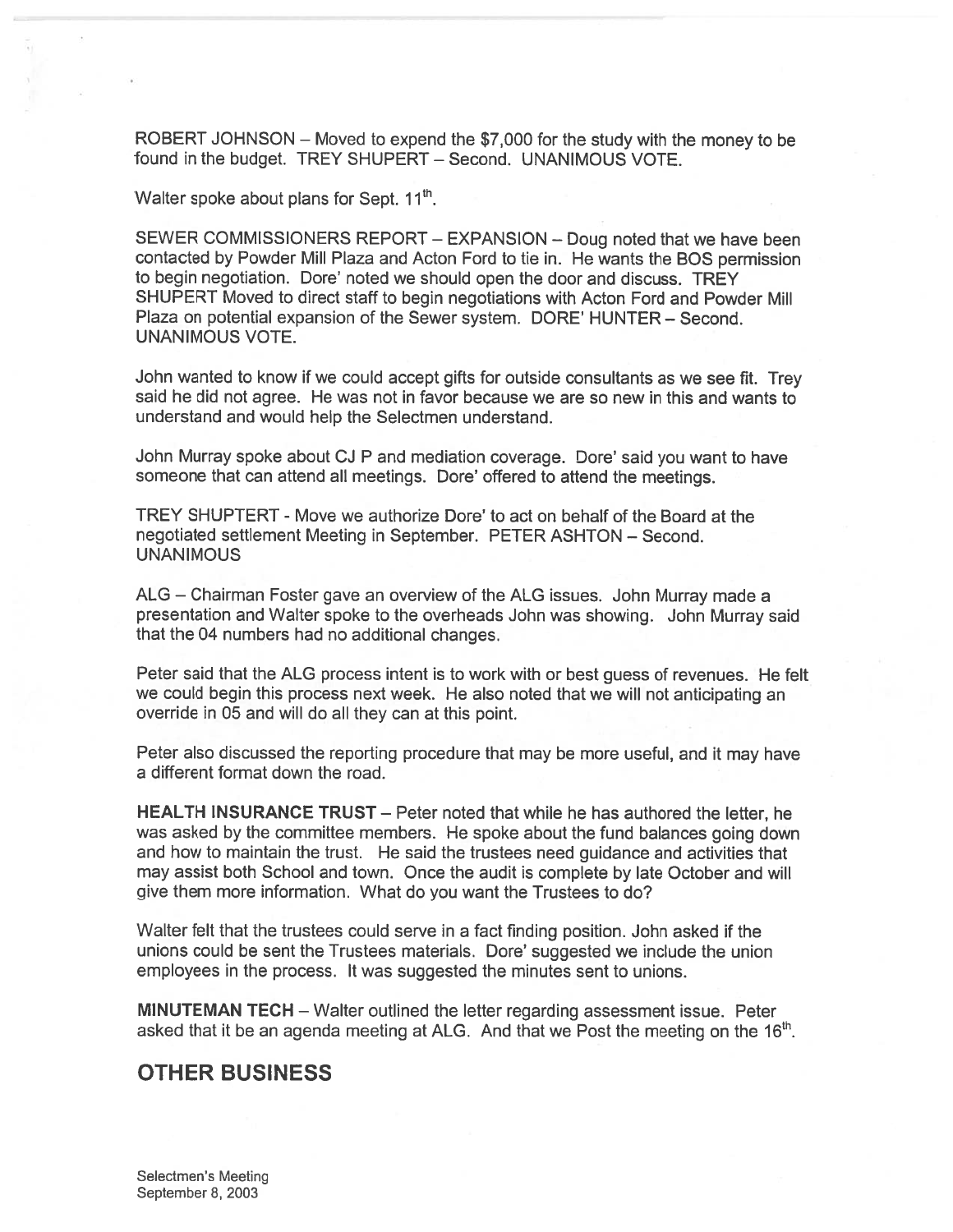ROBERT JOHNSON – Moved to expend the $7,000 for the study with the money to be found in the budget. TREY SHUPERT – Second. UNANIMOUS VOTE.

Walter spoke about plans for Sept. 11th.

SEWER COMMISSIONERS REPORT – EXPANSION – Doug noted that we have been contacted by Powder Mill Plaza and Acton Ford to tie in. He wants the BOS permission to begin negotiation. Dore' noted we should open the door and discuss. TREY SHUPERT Moved to direct staff to begin negotiations with Acton Ford and Powder Mill Plaza on potential expansion of the Sewer system. DORE' HUNTER – Second. UNANIMOUS VOTE.

John wanted to know if we could accept gifts for outside consultants as we see fit. Trey said he did not agree. He was not in favor because we are so new in this and wants to understand and would help the Selectmen understand.

John Murray spoke about CJ P and mediation coverage. Dore' said you want to have someone that can attend all meetings. Dore' offered to attend the meetings.

TREY SHUPTERT - Move we authorize Dore' to act on behalf of the Board at the negotiated settlement Meeting in September. PETER ASHTON – Second. UNANIMOUS

ALG – Chairman Foster gave an overview of the ALG issues. John Murray made a presentation and Walter spoke to the overheads John was showing. John Murray said that the 04 numbers had no additional changes.

Peter said that the ALG process intent is to work with or best guess of revenues. He felt we could begin this process next week. He also noted that we will not anticipating an override in 05 and will do all they can at this point.

Peter also discussed the reporting procedure that may be more useful, and it may have a different format down the road.

**HEALTH INSURANCE TRUST** – Peter noted that while he has authored the letter, he was asked by the committee members. He spoke about the fund balances going down and how to maintain the trust. He said the trustees need guidance and activities that may assist both School and town. Once the audit is complete by late October and will give them more information. What do you want the Trustees to do?

Walter felt that the trustees could serve in a fact finding position. John asked if the unions could be sent the Trustees materials. Dore' suggested we include the union employees in the process. It was suggested the minutes sent to unions.

**MINUTEMAN TECH** – Walter outlined the letter regarding assessment issue. Peter asked that it be an agenda meeting at ALG. And that we Post the meeting on the 16th.

## OTHER BUSINESS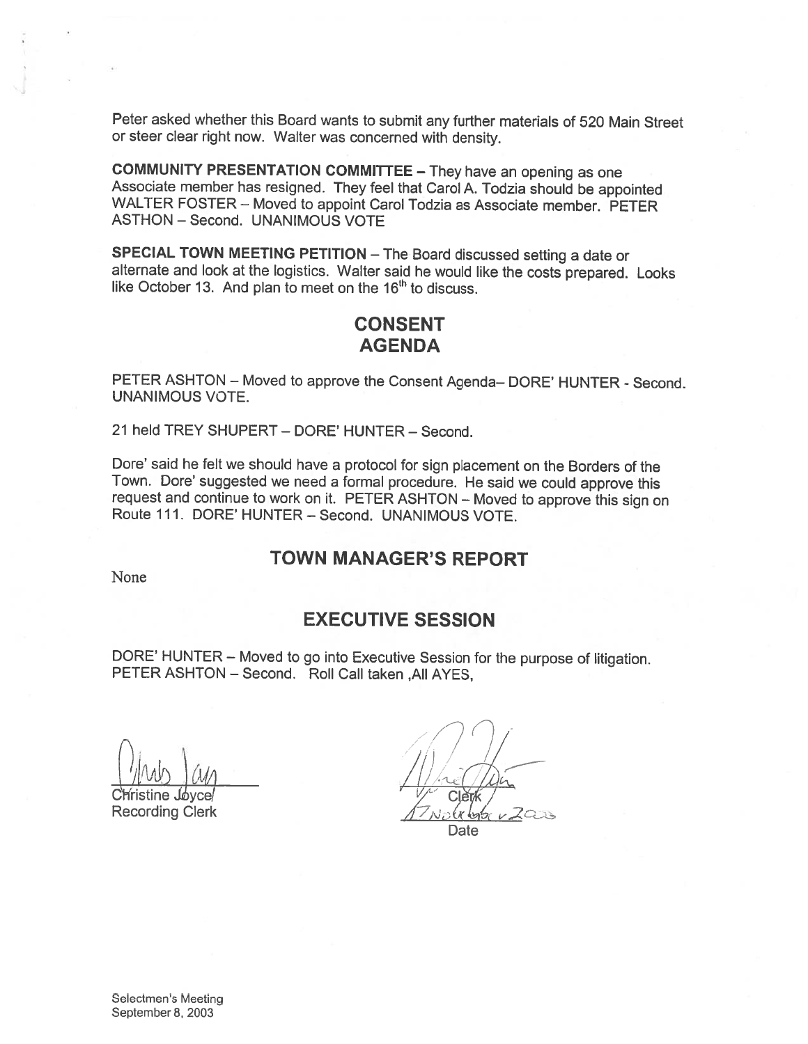Peter asked whether this Board wants to submit any further materials of 520 Main Street or steer clear right now. Walter was concerned with density.

**COMMUNITY PRESENTATION COMMITTEE** – They have an opening as one Associate member has resigned. They feel that Carol A. Todzia should be appointed WALTER FOSTER – Moved to appoint Carol Todzia as Associate member. PETER ASTHON – Second. UNANIMOUS VOTE

**SPECIAL TOWN MEETING PETITION** – The Board discussed setting a date or alternate and look at the logistics. Walter said he would like the costs prepared. Looks like October 13. And plan to meet on the 16th to discuss.

## CONSENT AGENDA

PETER ASHTON – Moved to approve the Consent Agenda– DORE' HUNTER - Second. UNANIMOUS VOTE.

21 held TREY SHUPERT – DORE' HUNTER – Second.

Dore' said he felt we should have a protocol for sign placement on the Borders of the Town. Dore' suggested we need a formal procedure. He said we could approve this request and continue to work on it. PETER ASHTON – Moved to approve this sign on Route 111. DORE' HUNTER – Second. UNANIMOUS VOTE.

## TOWN MANAGER'S REPORT

None

## EXECUTIVE SESSION

DORE' HUNTER – Moved to go into Executive Session for the purpose of litigation. PETER ASHTON – Second. Roll Call taken ,All AYES,

Christine Joyce
Recording Clerk

Clerk

17 November 2003
Date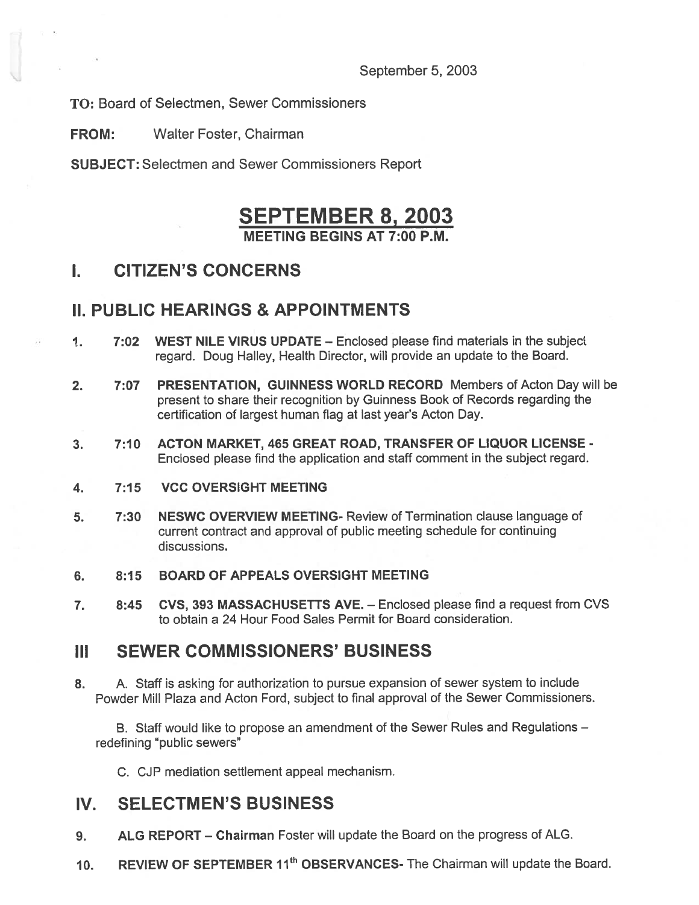September 5, 2003

**TO:** Board of Selectmen, Sewer Commissioners

**FROM:** Walter Foster, Chairman

**SUBJECT:** Selectmen and Sewer Commissioners Report

# SEPTEMBER 8, 2003

**MEETING BEGINS AT 7:00 P.M.**

## I. CITIZEN'S CONCERNS

## II. PUBLIC HEARINGS & APPOINTMENTS

1. **7:02 WEST NILE VIRUS UPDATE** – Enclosed please find materials in the subject regard. Doug Halley, Health Director, will provide an update to the Board.

2. **7:07 PRESENTATION, GUINNESS WORLD RECORD** Members of Acton Day will be present to share their recognition by Guinness Book of Records regarding the certification of largest human flag at last year's Acton Day.

3. **7:10 ACTON MARKET, 465 GREAT ROAD, TRANSFER OF LIQUOR LICENSE** - Enclosed please find the application and staff comment in the subject regard.

4. **7:15 VCC OVERSIGHT MEETING**

5. **7:30 NESWC OVERVIEW MEETING**- Review of Termination clause language of current contract and approval of public meeting schedule for continuing discussions.

6. **8:15 BOARD OF APPEALS OVERSIGHT MEETING**

7. **8:45 CVS, 393 MASSACHUSETTS AVE.** – Enclosed please find a request from CVS to obtain a 24 Hour Food Sales Permit for Board consideration.

## III SEWER COMMISSIONERS' BUSINESS

8. A. Staff is asking for authorization to pursue expansion of sewer system to include Powder Mill Plaza and Acton Ford, subject to final approval of the Sewer Commissioners.

   B. Staff would like to propose an amendment of the Sewer Rules and Regulations – redefining "public sewers"

   C. CJP mediation settlement appeal mechanism.

## IV. SELECTMEN'S BUSINESS

9. **ALG REPORT – Chairman** Foster will update the Board on the progress of ALG.

10. **REVIEW OF SEPTEMBER 11th OBSERVANCES**- The Chairman will update the Board.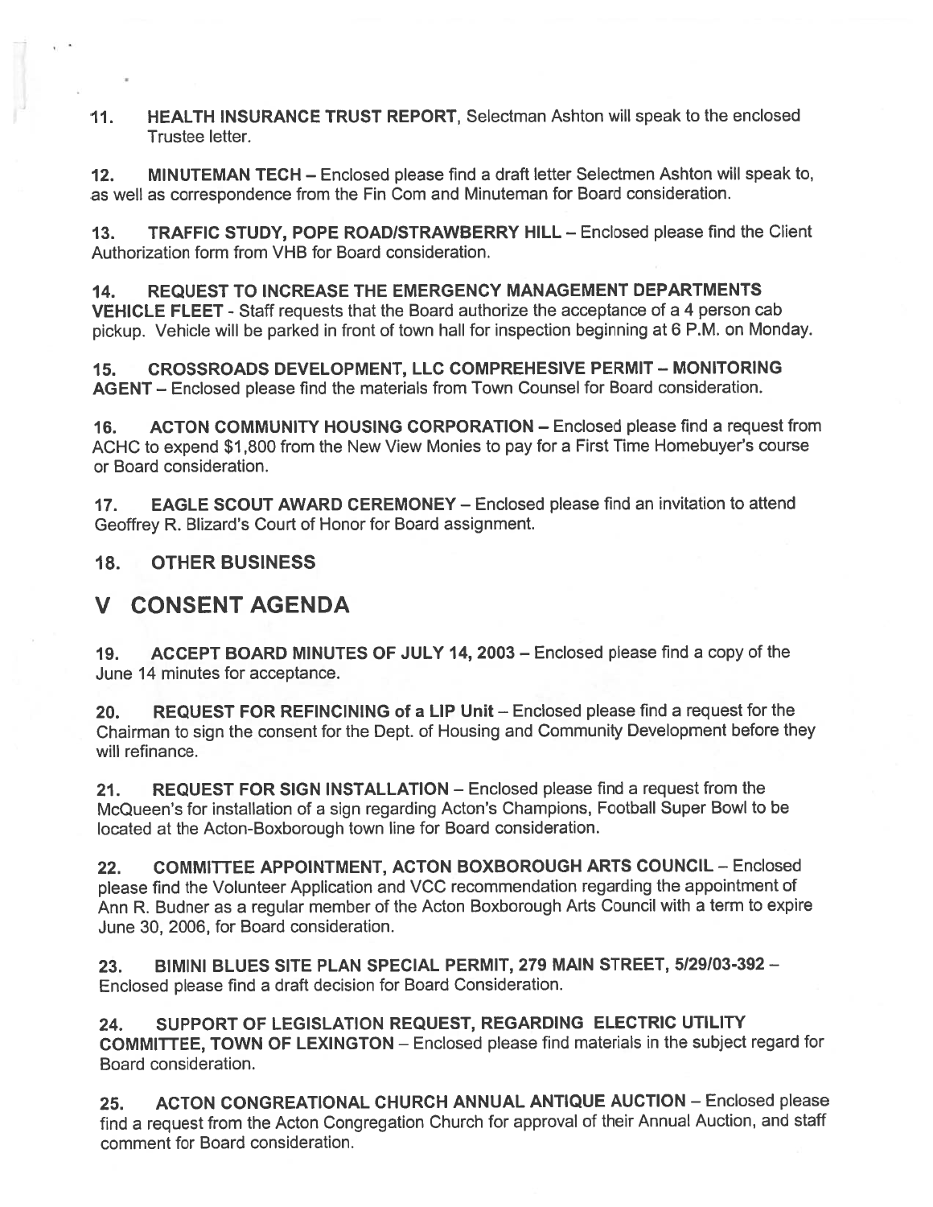11. **HEALTH INSURANCE TRUST REPORT**, Selectman Ashton will speak to the enclosed Trustee letter.

12. **MINUTEMAN TECH** – Enclosed please find a draft letter Selectmen Ashton will speak to, as well as correspondence from the Fin Com and Minuteman for Board consideration.

13. **TRAFFIC STUDY, POPE ROAD/STRAWBERRY HILL** – Enclosed please find the Client Authorization form from VHB for Board consideration.

14. **REQUEST TO INCREASE THE EMERGENCY MANAGEMENT DEPARTMENTS VEHICLE FLEET** - Staff requests that the Board authorize the acceptance of a 4 person cab pickup. Vehicle will be parked in front of town hall for inspection beginning at 6 P.M. on Monday.

15. **CROSSROADS DEVELOPMENT, LLC COMPREHESIVE PERMIT – MONITORING AGENT** – Enclosed please find the materials from Town Counsel for Board consideration.

16. **ACTON COMMUNITY HOUSING CORPORATION** – Enclosed please find a request from ACHC to expend $1,800 from the New View Monies to pay for a First Time Homebuyer's course or Board consideration.

17. **EAGLE SCOUT AWARD CEREMONEY** – Enclosed please find an invitation to attend Geoffrey R. Blizard's Court of Honor for Board assignment.

18. **OTHER BUSINESS**

# V CONSENT AGENDA

19. **ACCEPT BOARD MINUTES OF JULY 14, 2003** – Enclosed please find a copy of the June 14 minutes for acceptance.

20. **REQUEST FOR REFINCINING of a LIP Unit** – Enclosed please find a request for the Chairman to sign the consent for the Dept. of Housing and Community Development before they will refinance.

21. **REQUEST FOR SIGN INSTALLATION** – Enclosed please find a request from the McQueen's for installation of a sign regarding Acton's Champions, Football Super Bowl to be located at the Acton-Boxborough town line for Board consideration.

22. **COMMITTEE APPOINTMENT, ACTON BOXBOROUGH ARTS COUNCIL** – Enclosed please find the Volunteer Application and VCC recommendation regarding the appointment of Ann R. Budner as a regular member of the Acton Boxborough Arts Council with a term to expire June 30, 2006, for Board consideration.

23. **BIMINI BLUES SITE PLAN SPECIAL PERMIT, 279 MAIN STREET, 5/29/03-392** – Enclosed please find a draft decision for Board Consideration.

24. **SUPPORT OF LEGISLATION REQUEST, REGARDING ELECTRIC UTILITY COMMITTEE, TOWN OF LEXINGTON** – Enclosed please find materials in the subject regard for Board consideration.

25. **ACTON CONGREATIONAL CHURCH ANNUAL ANTIQUE AUCTION** – Enclosed please find a request from the Acton Congregation Church for approval of their Annual Auction, and staff comment for Board consideration.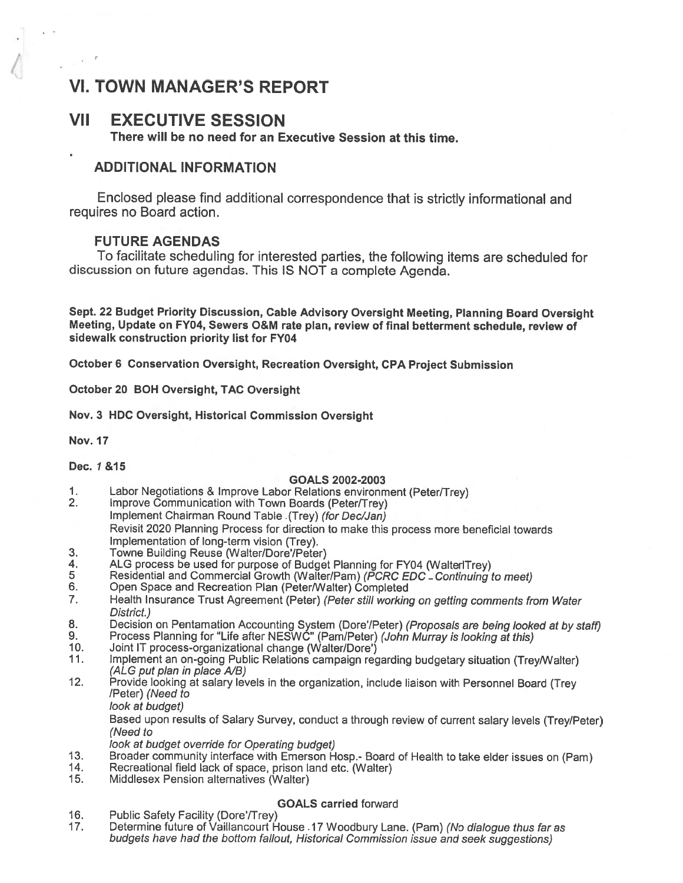# VI. TOWN MANAGER'S REPORT

# VII EXECUTIVE SESSION

**There will be no need for an Executive Session at this time.**

## ADDITIONAL INFORMATION

Enclosed please find additional correspondence that is strictly informational and requires no Board action.

## FUTURE AGENDAS

To facilitate scheduling for interested parties, the following items are scheduled for discussion on future agendas. This IS NOT a complete Agenda.

**Sept. 22 Budget Priority Discussion, Cable Advisory Oversight Meeting, Planning Board Oversight Meeting, Update on FY04, Sewers O&M rate plan, review of final betterment schedule, review of sidewalk construction priority list for FY04**

**October 6 Conservation Oversight, Recreation Oversight, CPA Project Submission**

**October 20 BOH Oversight, TAC Oversight**

**Nov. 3 HDC Oversight, Historical Commission Oversight**

**Nov. 17**

**Dec. 1 &15**

**GOALS 2002-2003**

1. Labor Negotiations & Improve Labor Relations environment (Peter/Trey)
2. Improve Communication with Town Boards (Peter/Trey)
   Implement Chairman Round Table .(Trey) *(for Dec/Jan)*
   Revisit 2020 Planning Process for direction to make this process more beneficial towards Implementation of long-term vision (Trey).
3. Towne Building Reuse (Walter/Dore'/Peter)
4. ALG process be used for purpose of Budget Planning for FY04 (Walter/Trey)
5. Residential and Commercial Growth (Walter/Pam) *(PCRC EDC - Continuing to meet)*
6. Open Space and Recreation Plan (Peter/Walter) Completed
7. Health Insurance Trust Agreement (Peter) *(Peter still working on getting comments from Water District.)*
8. Decision on Pentamation Accounting System (Dore'/Peter) *(Proposals are being looked at by staff)*
9. Process Planning for "Life after NESWC" (Pam/Peter) *(John Murray is looking at this)*
10. Joint IT process-organizational change (Walter/Dore')
11. Implement an on-going Public Relations campaign regarding budgetary situation (Trey/Walter) *(ALG put plan in place A/B)*
12. Provide looking at salary levels in the organization, include liaison with Personnel Board (Trey /Peter) *(Need to look at budget)*
    Based upon results of Salary Survey, conduct a through review of current salary levels (Trey/Peter) *(Need to look at budget override for Operating budget)*
13. Broader community interface with Emerson Hosp.- Board of Health to take elder issues on (Pam)
14. Recreational field lack of space, prison land etc. (Walter)
15. Middlesex Pension alternatives (Walter)

**GOALS carried** forward

16. Public Safety Facility (Dore'/Trey)
17. Determine future of Vaillancourt House .17 Woodbury Lane. (Pam) *(No dialogue thus far as budgets have had the bottom fallout, Historical Commission issue and seek suggestions)*